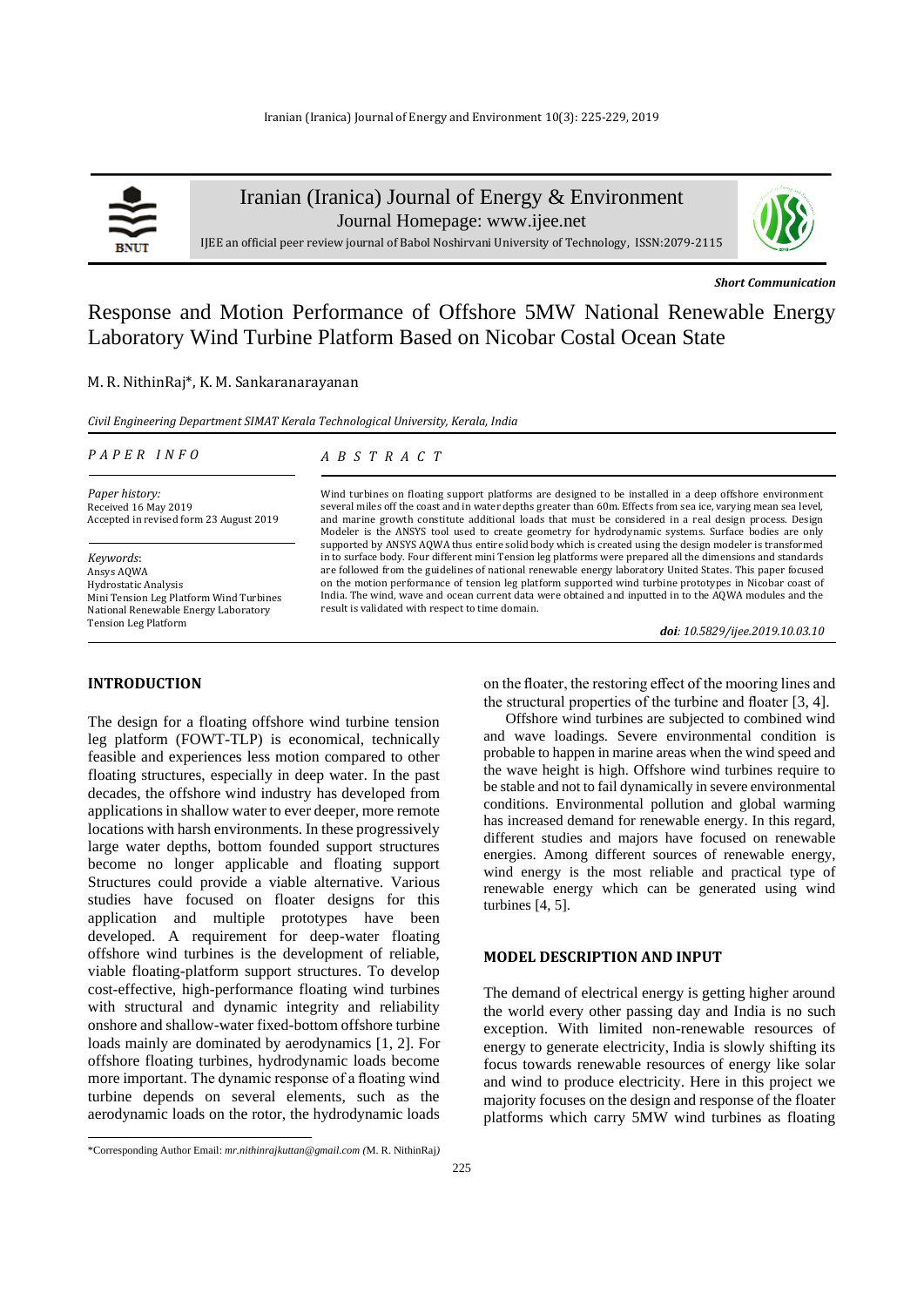Iranian (Iranica) Journal of Energy & Environment

Journal Homepage: www.ijee.net

IJEE an official peer review journal of Babol Noshirvani University of Technology, ISSN:2079-2115

*Short Communication*

# Response and Motion Performance of Offshore 5MW National Renewable Energy Laboratory Wind Turbine Platform Based on Nicobar Costal Ocean State

M. R. NithinRaj*, K. M. Sankaranarayanan

*Civil Engineering Department SIMAT Kerala Technological University, Kerala, India*

*PAPER INFO*

*Paper history:*
Received 16 May 2019
Accepted in revised form 23 August 2019

*Keywords*:
Ansys AQWA
Hydrostatic Analysis
Mini Tension Leg Platform Wind Turbines
National Renewable Energy Laboratory
Tension Leg Platform

*ABSTRACT*

Wind turbines on floating support platforms are designed to be installed in a deep offshore environment several miles off the coast and in water depths greater than 60m. Effects from sea ice, varying mean sea level, and marine growth constitute additional loads that must be considered in a real design process. Design Modeler is the ANSYS tool used to create geometry for hydrodynamic systems. Surface bodies are only supported by ANSYS AQWA thus entire solid body which is created using the design modeler is transformed in to surface body. Four different mini Tension leg platforms were prepared all the dimensions and standards are followed from the guidelines of national renewable energy laboratory United States. This paper focused on the motion performance of tension leg platform supported wind turbine prototypes in Nicobar coast of India. The wind, wave and ocean current data were obtained and inputted in to the AQWA modules and the result is validated with respect to time domain.

***doi**: 10.5829/ijee.2019.10.03.10*

## INTRODUCTION

The design for a floating offshore wind turbine tension leg platform (FOWT-TLP) is economical, technically feasible and experiences less motion compared to other floating structures, especially in deep water. In the past decades, the offshore wind industry has developed from applications in shallow water to ever deeper, more remote locations with harsh environments. In these progressively large water depths, bottom founded support structures become no longer applicable and floating support Structures could provide a viable alternative. Various studies have focused on floater designs for this application and multiple prototypes have been developed. A requirement for deep-water floating offshore wind turbines is the development of reliable, viable floating-platform support structures. To develop cost-effective, high-performance floating wind turbines with structural and dynamic integrity and reliability onshore and shallow-water fixed-bottom offshore turbine loads mainly are dominated by aerodynamics [1, 2]. For offshore floating turbines, hydrodynamic loads become more important. The dynamic response of a floating wind turbine depends on several elements, such as the aerodynamic loads on the rotor, the hydrodynamic loads on the floater, the restoring effect of the mooring lines and the structural properties of the turbine and floater [3, 4].

Offshore wind turbines are subjected to combined wind and wave loadings. Severe environmental condition is probable to happen in marine areas when the wind speed and the wave height is high. Offshore wind turbines require to be stable and not to fail dynamically in severe environmental conditions. Environmental pollution and global warming has increased demand for renewable energy. In this regard, different studies and majors have focused on renewable energies. Among different sources of renewable energy, wind energy is the most reliable and practical type of renewable energy which can be generated using wind turbines [4, 5].

## MODEL DESCRIPTION AND INPUT

The demand of electrical energy is getting higher around the world every other passing day and India is no such exception. With limited non-renewable resources of energy to generate electricity, India is slowly shifting its focus towards renewable resources of energy like solar and wind to produce electricity. Here in this project we majority focuses on the design and response of the floater platforms which carry 5MW wind turbines as floating

*Corresponding Author Email: *mr.nithinrajkuttan@gmail.com (*M. R. NithinRaj*)*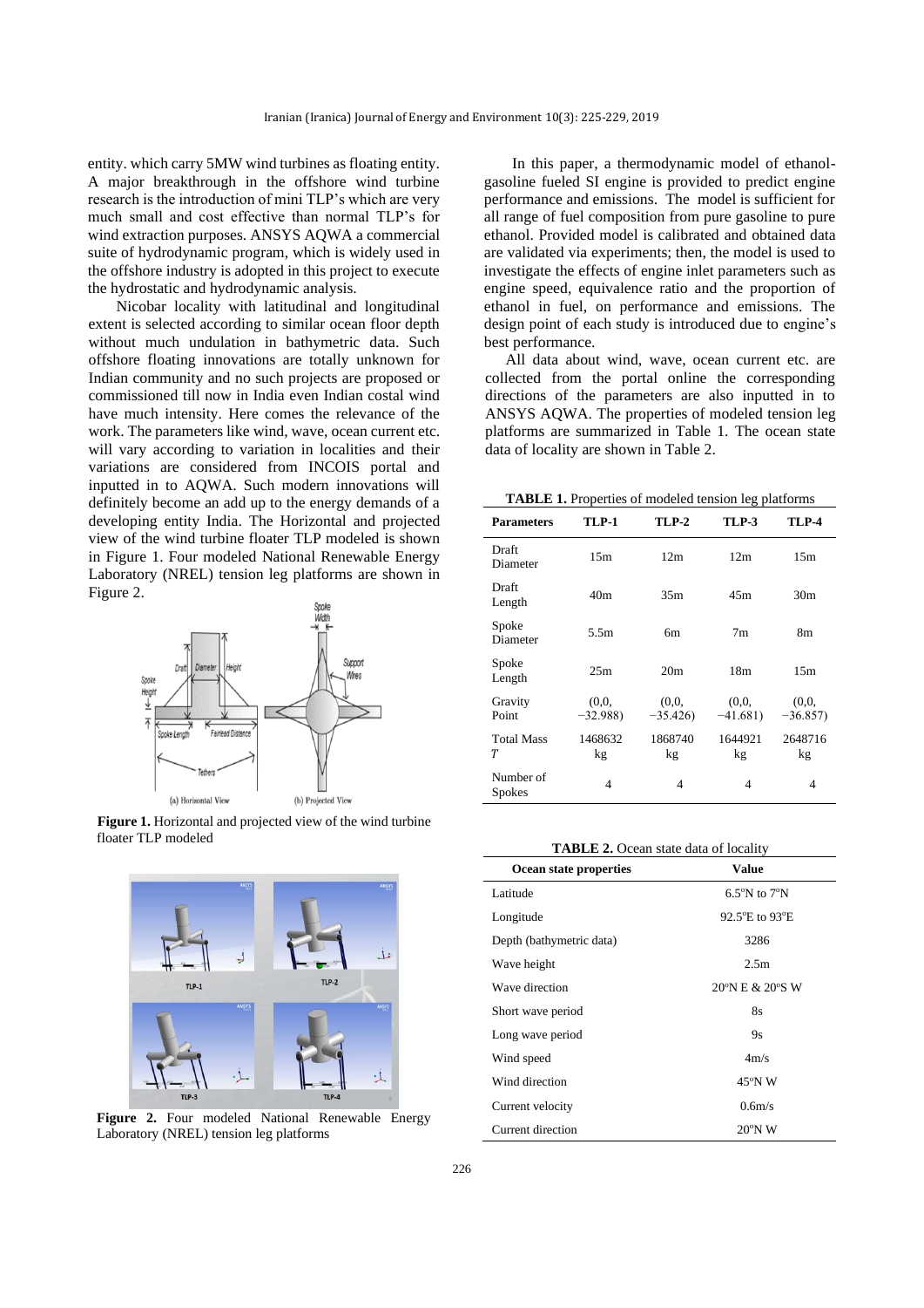entity. which carry 5MW wind turbines as floating entity. A major breakthrough in the offshore wind turbine research is the introduction of mini TLP's which are very much small and cost effective than normal TLP's for wind extraction purposes. ANSYS AQWA a commercial suite of hydrodynamic program, which is widely used in the offshore industry is adopted in this project to execute the hydrostatic and hydrodynamic analysis.

Nicobar locality with latitudinal and longitudinal extent is selected according to similar ocean floor depth without much undulation in bathymetric data. Such offshore floating innovations are totally unknown for Indian community and no such projects are proposed or commissioned till now in India even Indian costal wind have much intensity. Here comes the relevance of the work. The parameters like wind, wave, ocean current etc. will vary according to variation in localities and their variations are considered from INCOIS portal and inputted in to AQWA. Such modern innovations will definitely become an add up to the energy demands of a developing entity India. The Horizontal and projected view of the wind turbine floater TLP modeled is shown in Figure 1. Four modeled National Renewable Energy Laboratory (NREL) tension leg platforms are shown in Figure 2.

Spoke Width
Draft Diameter
Height
Spoke Height
Support Wires
Spoke Length
Fairlead Distance
Tethers
(a) Horizontal View
(b) Projected View

**Figure 1.** Horizontal and projected view of the wind turbine floater TLP modeled

TLP-1
TLP-2
TLP-3
TLP-4

**Figure 2.** Four modeled National Renewable Energy Laboratory (NREL) tension leg platforms

In this paper, a thermodynamic model of ethanol-gasoline fueled SI engine is provided to predict engine performance and emissions. The model is sufficient for all range of fuel composition from pure gasoline to pure ethanol. Provided model is calibrated and obtained data are validated via experiments; then, the model is used to investigate the effects of engine inlet parameters such as engine speed, equivalence ratio and the proportion of ethanol in fuel, on performance and emissions. The design point of each study is introduced due to engine's best performance.

All data about wind, wave, ocean current etc. are collected from the portal online the corresponding directions of the parameters are also inputted in to ANSYS AQWA. The properties of modeled tension leg platforms are summarized in Table 1. The ocean state data of locality are shown in Table 2.

**TABLE 1.** Properties of modeled tension leg platforms

| Parameters | TLP-1 | TLP-2 | TLP-3 | TLP-4 |
|---|---|---|---|---|
| Draft Diameter | 15m | 12m | 12m | 15m |
| Draft Length | 40m | 35m | 45m | 30m |
| Spoke Diameter | 5.5m | 6m | 7m | 8m |
| Spoke Length | 25m | 20m | 18m | 15m |
| Gravity Point | (0,0, −32.988) | (0,0, −35.426) | (0,0, −41.681) | (0,0, −36.857) |
| Total Mass *T* | 1468632 kg | 1868740 kg | 1644921 kg | 2648716 kg |
| Number of Spokes | 4 | 4 | 4 | 4 |

**TABLE 2.** Ocean state data of locality

| Ocean state properties | Value |
|---|---|
| Latitude | 6.5°N to 7°N |
| Longitude | 92.5°E to 93°E |
| Depth (bathymetric data) | 3286 |
| Wave height | 2.5m |
| Wave direction | 20°N E & 20°S W |
| Short wave period | 8s |
| Long wave period | 9s |
| Wind speed | 4m/s |
| Wind direction | 45°N W |
| Current velocity | 0.6m/s |
| Current direction | 20°N W |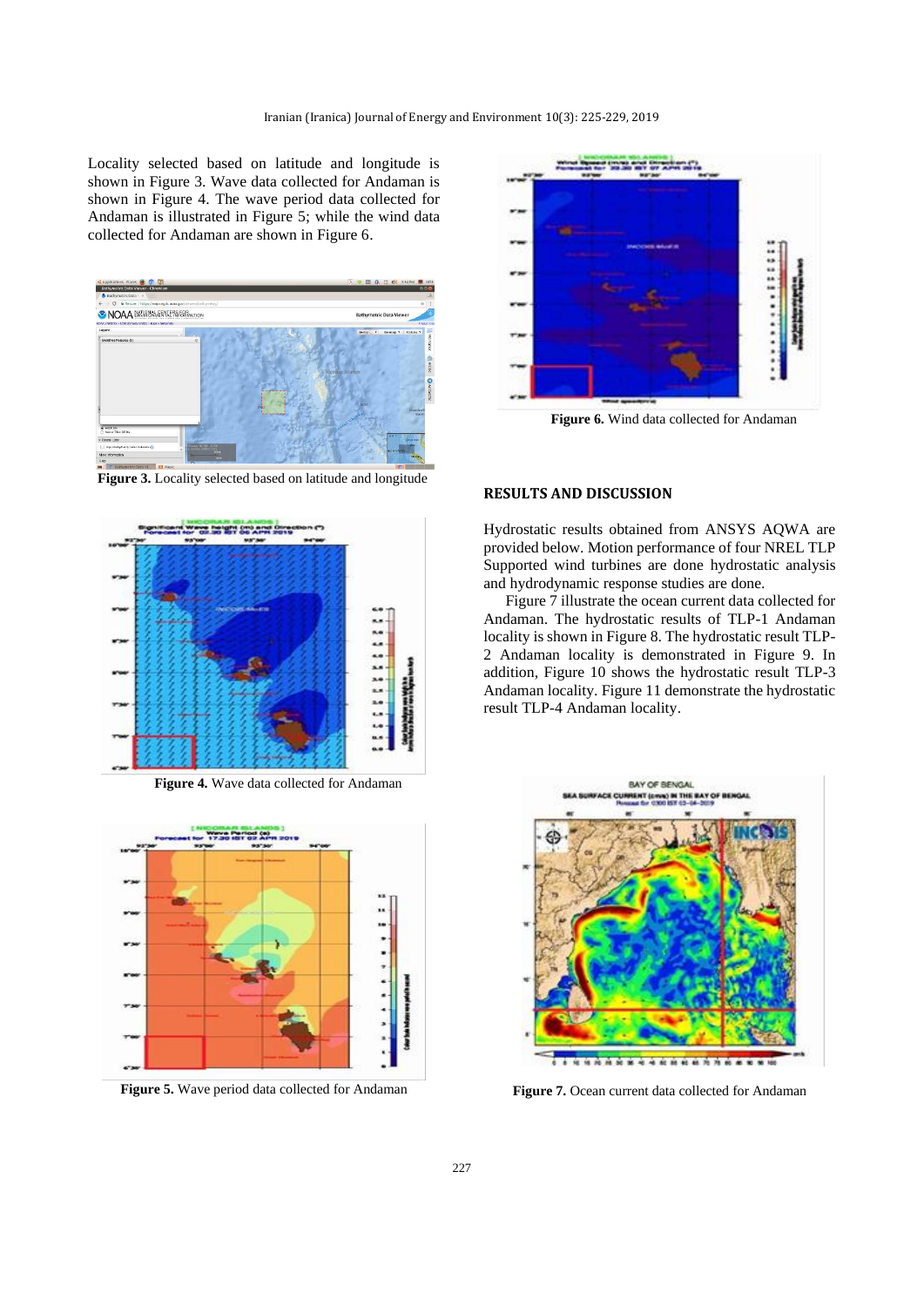Locality selected based on latitude and longitude is shown in Figure 3. Wave data collected for Andaman is shown in Figure 4. The wave period data collected for Andaman is illustrated in Figure 5; while the wind data collected for Andaman are shown in Figure 6.

**Figure 3.** Locality selected based on latitude and longitude

**Figure 4.** Wave data collected for Andaman

**Figure 5.** Wave period data collected for Andaman

**Figure 6.** Wind data collected for Andaman

## RESULTS AND DISCUSSION

Hydrostatic results obtained from ANSYS AQWA are provided below. Motion performance of four NREL TLP Supported wind turbines are done hydrostatic analysis and hydrodynamic response studies are done.

Figure 7 illustrate the ocean current data collected for Andaman. The hydrostatic results of TLP-1 Andaman locality is shown in Figure 8. The hydrostatic result TLP-2 Andaman locality is demonstrated in Figure 9. In addition, Figure 10 shows the hydrostatic result TLP-3 Andaman locality. Figure 11 demonstrate the hydrostatic result TLP-4 Andaman locality.

**Figure 7.** Ocean current data collected for Andaman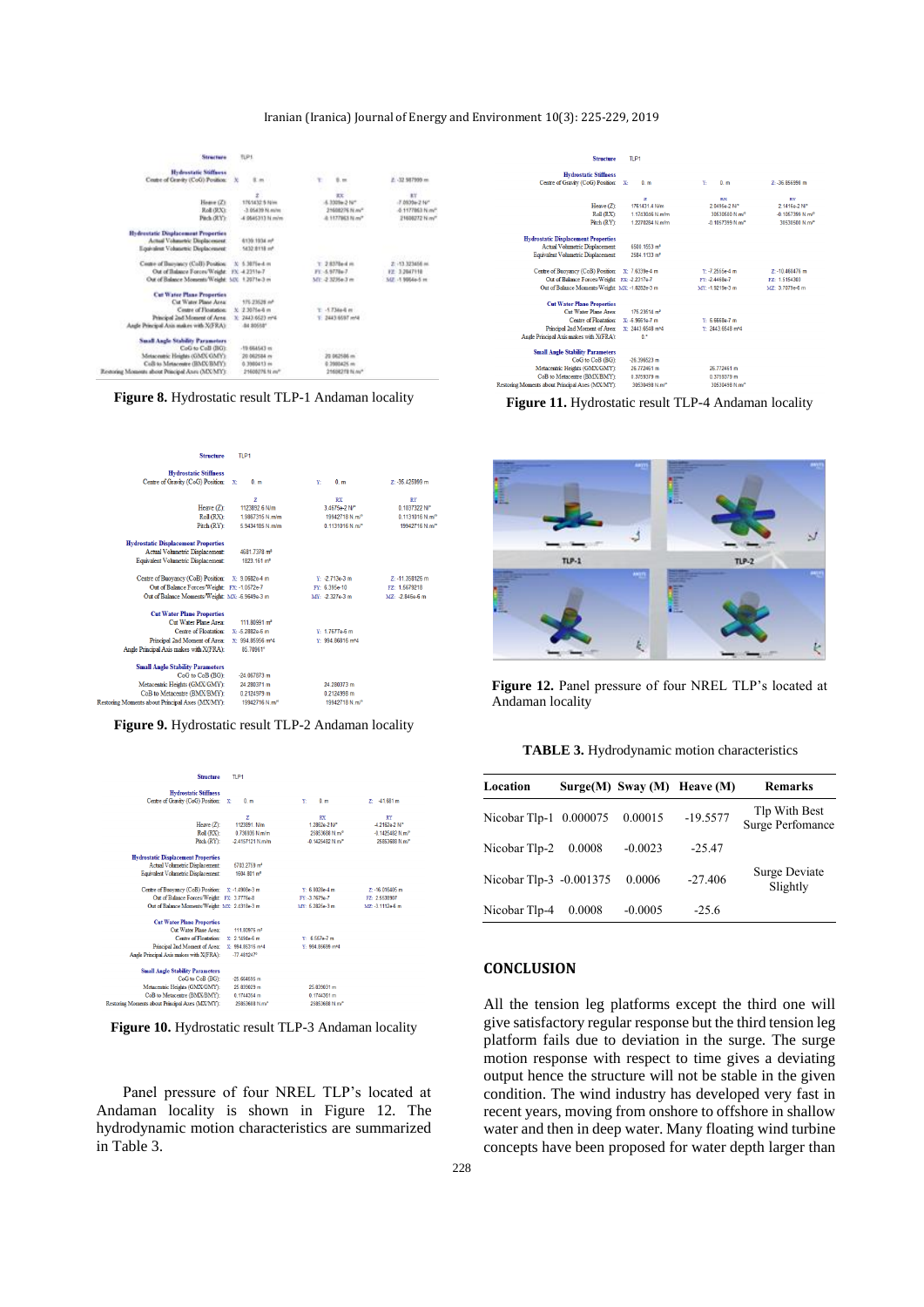**Figure 8.** Hydrostatic result TLP-1 Andaman locality

**Figure 9.** Hydrostatic result TLP-2 Andaman locality

**Figure 10.** Hydrostatic result TLP-3 Andaman locality

Panel pressure of four NREL TLP's located at Andaman locality is shown in Figure 12. The hydrodynamic motion characteristics are summarized in Table 3.

**Figure 11.** Hydrostatic result TLP-4 Andaman locality

**Figure 12.** Panel pressure of four NREL TLP's located at Andaman locality

**TABLE 3.** Hydrodynamic motion characteristics

| Location | Surge(M) | Sway (M) | Heave (M) | Remarks |
|---|---|---|---|---|
| Nicobar Tlp-1 | 0.000075 | 0.00015 | -19.5577 | Tlp With Best Surge Perfomance |
| Nicobar Tlp-2 | 0.0008 | -0.0023 | -25.47 | |
| Nicobar Tlp-3 | -0.001375 | 0.0006 | -27.406 | Surge Deviate Slightly |
| Nicobar Tlp-4 | 0.0008 | -0.0005 | -25.6 | |

## CONCLUSION

All the tension leg platforms except the third one will give satisfactory regular response but the third tension leg platform fails due to deviation in the surge. The surge motion response with respect to time gives a deviating output hence the structure will not be stable in the given condition. The wind industry has developed very fast in recent years, moving from onshore to offshore in shallow water and then in deep water. Many floating wind turbine concepts have been proposed for water depth larger than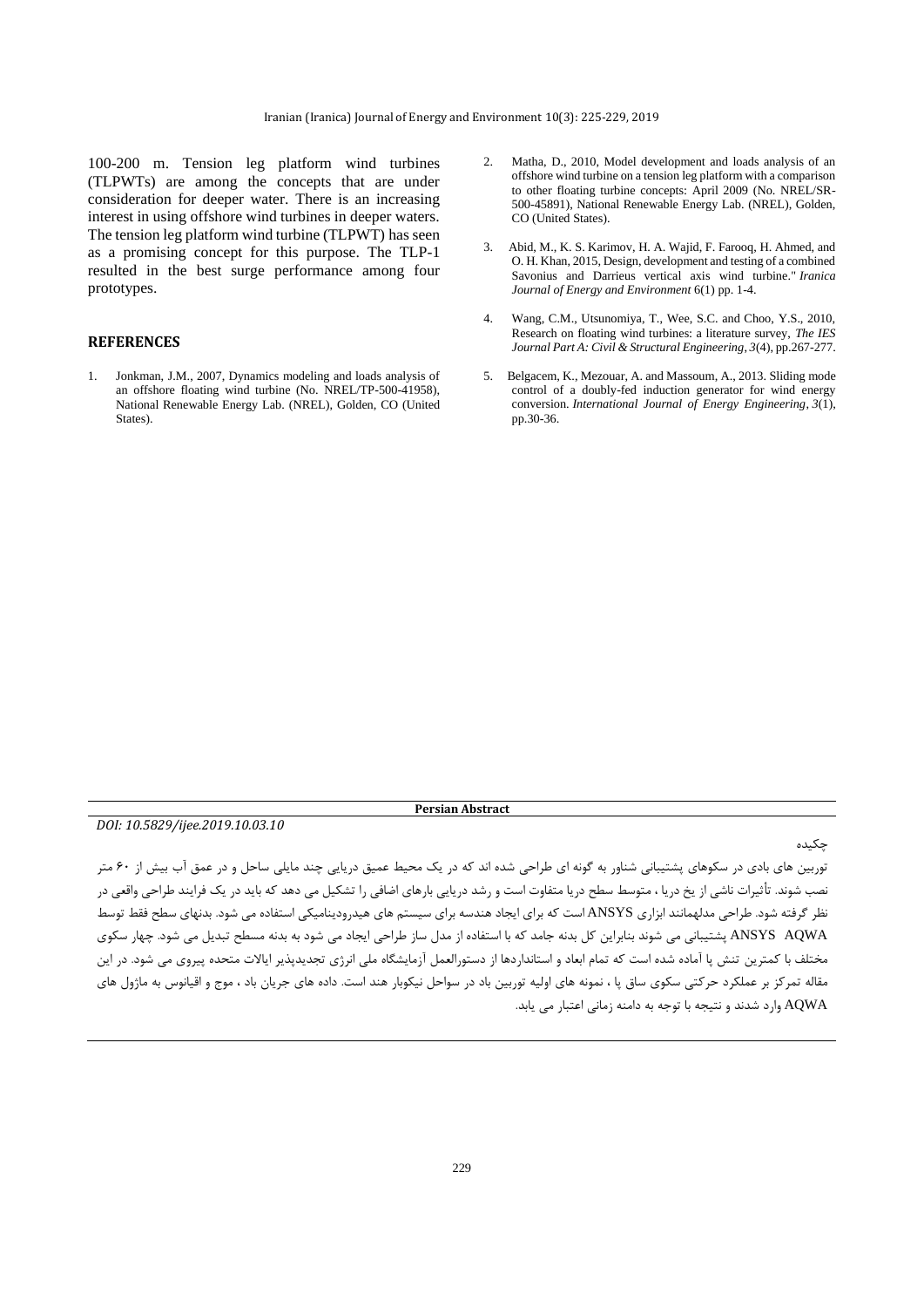100-200 m. Tension leg platform wind turbines (TLPWTs) are among the concepts that are under consideration for deeper water. There is an increasing interest in using offshore wind turbines in deeper waters. The tension leg platform wind turbine (TLPWT) has seen as a promising concept for this purpose. The TLP-1 resulted in the best surge performance among four prototypes.

## REFERENCES

1. Jonkman, J.M., 2007, Dynamics modeling and loads analysis of an offshore floating wind turbine (No. NREL/TP-500-41958), National Renewable Energy Lab. (NREL), Golden, CO (United States).
2. Matha, D., 2010, Model development and loads analysis of an offshore wind turbine on a tension leg platform with a comparison to other floating turbine concepts: April 2009 (No. NREL/SR-500-45891), National Renewable Energy Lab. (NREL), Golden, CO (United States).
3. Abid, M., K. S. Karimov, H. A. Wajid, F. Farooq, H. Ahmed, and O. H. Khan, 2015, Design, development and testing of a combined Savonius and Darrieus vertical axis wind turbine." *Iranica Journal of Energy and Environment* 6(1) pp. 1-4.
4. Wang, C.M., Utsunomiya, T., Wee, S.C. and Choo, Y.S., 2010, Research on floating wind turbines: a literature survey, *The IES Journal Part A: Civil & Structural Engineering*, *3*(4), pp.267-277.
5. Belgacem, K., Mezouar, A. and Massoum, A., 2013. Sliding mode control of a doubly-fed induction generator for wind energy conversion. *International Journal of Energy Engineering*, *3*(1), pp.30-36.

**Persian Abstract**

*DOI: 10.5829/ijee.2019.10.03.10*

چکیده

توربین های بادی در سکوهای پشتیبانی شناور به گونه ای طراحی شده اند که در یک محیط عمیق دریایی چند مایلی ساحل و در عمق آب بیش از ۶۰ متر نصب شوند. تأثیرات ناشی از یخ دریا ، متوسط سطح دریا متفاوت است و رشد دریایی بارهای اضافی را تشکیل می دهد که باید در یک فرایند طراحی واقعی در نظر گرفته شود. طراحی مدلهمانند ابزاری ANSYS است که برای ایجاد هندسه برای سیستم های هیدرودینامیکی استفاده می شود. بدنهای سطح فقط توسط ANSYS AQWA پشتیبانی می شوند بنابراین کل بدنه جامد که با استفاده از مدل ساز طراحی ایجاد می شود به بدنه مسطح تبدیل می شود. چهار سکوی مختلف با کمترین تنش پا آماده شده است که تمام ابعاد و استانداردها از دستورالعمل آزمایشگاه ملی انرژی تجدیدپذیر ایالات متحده پیروی می شود. در این مقاله تمرکز بر عملکرد حرکتی سکوی ساق پا ، نمونه های اولیه توربین باد در سواحل نیکوبار هند است. داده های جریان باد ، موج و اقیانوس به ماژول های AQWA وارد شدند و نتیجه با توجه به دامنه زمانی اعتبار می یابد.